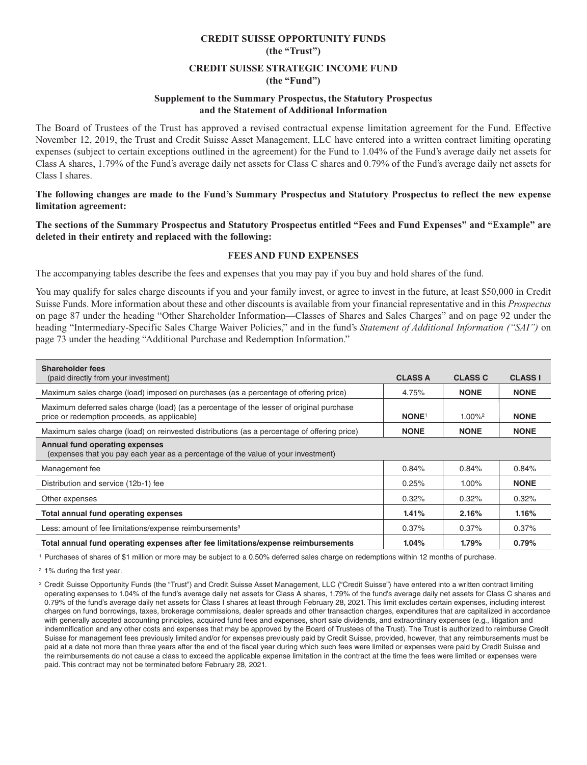**CREDIT SUISSE OPPORTUNITY FUNDS**
**(the "Trust")**

**CREDIT SUISSE STRATEGIC INCOME FUND**
**(the "Fund")**

**Supplement to the Summary Prospectus, the Statutory Prospectus and the Statement of Additional Information**

The Board of Trustees of the Trust has approved a revised contractual expense limitation agreement for the Fund. Effective November 12, 2019, the Trust and Credit Suisse Asset Management, LLC have entered into a written contract limiting operating expenses (subject to certain exceptions outlined in the agreement) for the Fund to 1.04% of the Fund's average daily net assets for Class A shares, 1.79% of the Fund's average daily net assets for Class C shares and 0.79% of the Fund's average daily net assets for Class I shares.

**The following changes are made to the Fund's Summary Prospectus and Statutory Prospectus to reflect the new expense limitation agreement:**

**The sections of the Summary Prospectus and Statutory Prospectus entitled "Fees and Fund Expenses" and "Example" are deleted in their entirety and replaced with the following:**

**FEES AND FUND EXPENSES**

The accompanying tables describe the fees and expenses that you may pay if you buy and hold shares of the fund.

You may qualify for sales charge discounts if you and your family invest, or agree to invest in the future, at least $50,000 in Credit Suisse Funds. More information about these and other discounts is available from your financial representative and in this *Prospectus* on page 87 under the heading "Other Shareholder Information—Classes of Shares and Sales Charges" and on page 92 under the heading "Intermediary-Specific Sales Charge Waiver Policies," and in the fund's *Statement of Additional Information ("SAI")* on page 73 under the heading "Additional Purchase and Redemption Information."

| **Shareholder fees** (paid directly from your investment) | **CLASS A** | **CLASS C** | **CLASS I** |
|---|---|---|---|
| Maximum sales charge (load) imposed on purchases (as a percentage of offering price) | 4.75% | **NONE** | **NONE** |
| Maximum deferred sales charge (load) (as a percentage of the lesser of original purchase price or redemption proceeds, as applicable) | **NONE**[1] | 1.00%[2] | **NONE** |
| Maximum sales charge (load) on reinvested distributions (as a percentage of offering price) | **NONE** | **NONE** | **NONE** |
| **Annual fund operating expenses** (expenses that you pay each year as a percentage of the value of your investment) | | | |
| Management fee | 0.84% | 0.84% | 0.84% |
| Distribution and service (12b-1) fee | 0.25% | 1.00% | **NONE** |
| Other expenses | 0.32% | 0.32% | 0.32% |
| **Total annual fund operating expenses** | **1.41%** | **2.16%** | **1.16%** |
| Less: amount of fee limitations/expense reimbursements[3] | 0.37% | 0.37% | 0.37% |
| **Total annual fund operating expenses after fee limitations/expense reimbursements** | **1.04%** | **1.79%** | **0.79%** |

[1] Purchases of shares of $1 million or more may be subject to a 0.50% deferred sales charge on redemptions within 12 months of purchase.

[2] 1% during the first year.

[3] Credit Suisse Opportunity Funds (the "Trust") and Credit Suisse Asset Management, LLC ("Credit Suisse") have entered into a written contract limiting operating expenses to 1.04% of the fund's average daily net assets for Class A shares, 1.79% of the fund's average daily net assets for Class C shares and 0.79% of the fund's average daily net assets for Class I shares at least through February 28, 2021. This limit excludes certain expenses, including interest charges on fund borrowings, taxes, brokerage commissions, dealer spreads and other transaction charges, expenditures that are capitalized in accordance with generally accepted accounting principles, acquired fund fees and expenses, short sale dividends, and extraordinary expenses (e.g., litigation and indemnification and any other costs and expenses that may be approved by the Board of Trustees of the Trust). The Trust is authorized to reimburse Credit Suisse for management fees previously limited and/or for expenses previously paid by Credit Suisse, provided, however, that any reimbursements must be paid at a date not more than three years after the end of the fiscal year during which such fees were limited or expenses were paid by Credit Suisse and the reimbursements do not cause a class to exceed the applicable expense limitation in the contract at the time the fees were limited or expenses were paid. This contract may not be terminated before February 28, 2021.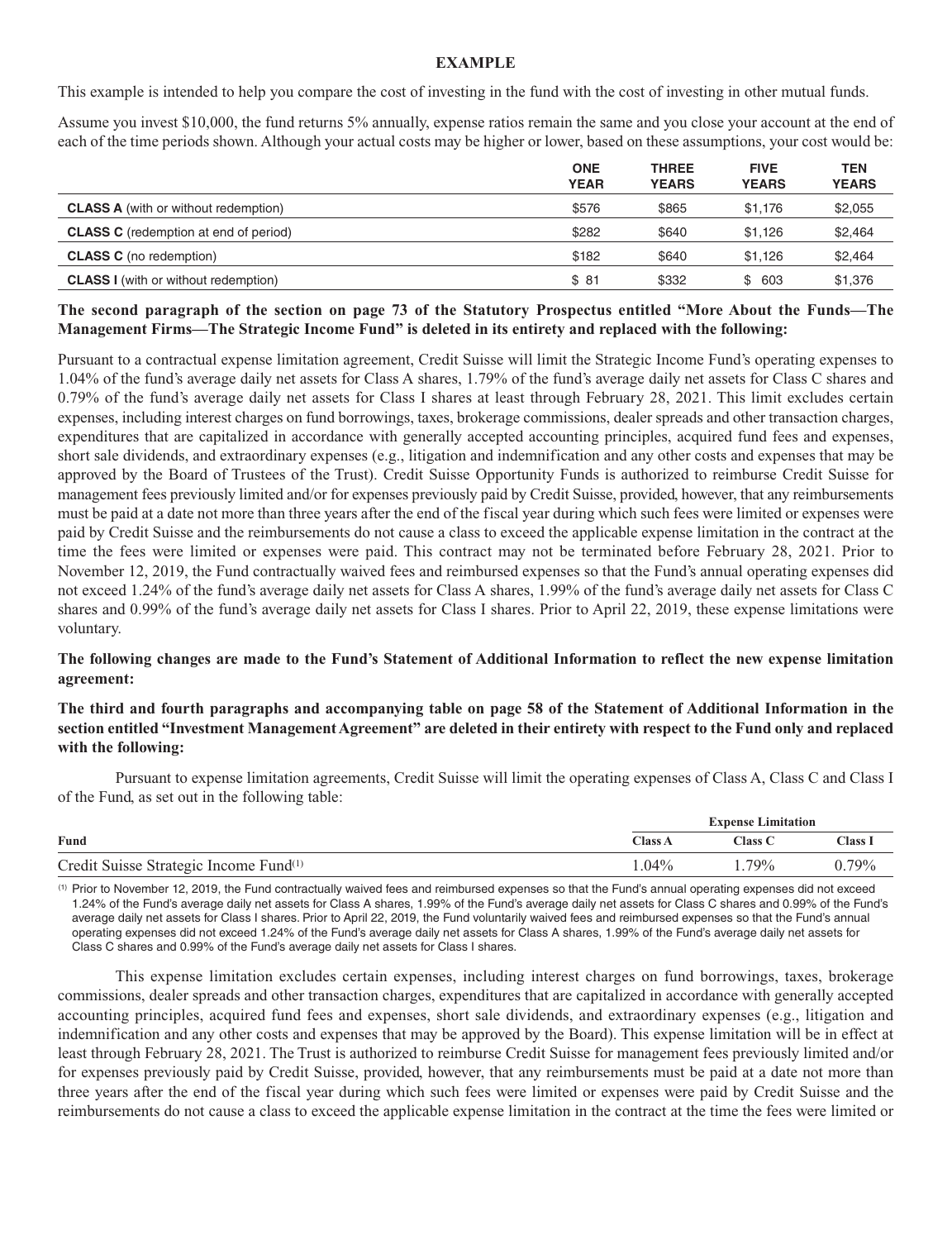**EXAMPLE**

This example is intended to help you compare the cost of investing in the fund with the cost of investing in other mutual funds.

Assume you invest $10,000, the fund returns 5% annually, expense ratios remain the same and you close your account at the end of each of the time periods shown. Although your actual costs may be higher or lower, based on these assumptions, your cost would be:

| | ONE YEAR | THREE YEARS | FIVE YEARS | TEN YEARS |
|---|---|---|---|---|
| **CLASS A** (with or without redemption) | $576 | $865 | $1,176 | $2,055 |
| **CLASS C** (redemption at end of period) | $282 | $640 | $1,126 | $2,464 |
| **CLASS C** (no redemption) | $182 | $640 | $1,126 | $2,464 |
| **CLASS I** (with or without redemption) | $ 81 | $332 | $ 603 | $1,376 |

**The second paragraph of the section on page 73 of the Statutory Prospectus entitled "More About the Funds—The Management Firms—The Strategic Income Fund" is deleted in its entirety and replaced with the following:**

Pursuant to a contractual expense limitation agreement, Credit Suisse will limit the Strategic Income Fund's operating expenses to 1.04% of the fund's average daily net assets for Class A shares, 1.79% of the fund's average daily net assets for Class C shares and 0.79% of the fund's average daily net assets for Class I shares at least through February 28, 2021. This limit excludes certain expenses, including interest charges on fund borrowings, taxes, brokerage commissions, dealer spreads and other transaction charges, expenditures that are capitalized in accordance with generally accepted accounting principles, acquired fund fees and expenses, short sale dividends, and extraordinary expenses (e.g., litigation and indemnification and any other costs and expenses that may be approved by the Board of Trustees of the Trust). Credit Suisse Opportunity Funds is authorized to reimburse Credit Suisse for management fees previously limited and/or for expenses previously paid by Credit Suisse, provided, however, that any reimbursements must be paid at a date not more than three years after the end of the fiscal year during which such fees were limited or expenses were paid by Credit Suisse and the reimbursements do not cause a class to exceed the applicable expense limitation in the contract at the time the fees were limited or expenses were paid. This contract may not be terminated before February 28, 2021. Prior to November 12, 2019, the Fund contractually waived fees and reimbursed expenses so that the Fund's annual operating expenses did not exceed 1.24% of the fund's average daily net assets for Class A shares, 1.99% of the fund's average daily net assets for Class C shares and 0.99% of the fund's average daily net assets for Class I shares. Prior to April 22, 2019, these expense limitations were voluntary.

**The following changes are made to the Fund's Statement of Additional Information to reflect the new expense limitation agreement:**

**The third and fourth paragraphs and accompanying table on page 58 of the Statement of Additional Information in the section entitled "Investment Management Agreement" are deleted in their entirety with respect to the Fund only and replaced with the following:**

Pursuant to expense limitation agreements, Credit Suisse will limit the operating expenses of Class A, Class C and Class I of the Fund, as set out in the following table:

| | Expense Limitation | | |
|---|---|---|---|
| **Fund** | **Class A** | **Class C** | **Class I** |
| Credit Suisse Strategic Income Fund[(1)] | 1.04% | 1.79% | 0.79% |

(1) Prior to November 12, 2019, the Fund contractually waived fees and reimbursed expenses so that the Fund's annual operating expenses did not exceed 1.24% of the Fund's average daily net assets for Class A shares, 1.99% of the Fund's average daily net assets for Class C shares and 0.99% of the Fund's average daily net assets for Class I shares. Prior to April 22, 2019, the Fund voluntarily waived fees and reimbursed expenses so that the Fund's annual operating expenses did not exceed 1.24% of the Fund's average daily net assets for Class A shares, 1.99% of the Fund's average daily net assets for Class C shares and 0.99% of the Fund's average daily net assets for Class I shares.

This expense limitation excludes certain expenses, including interest charges on fund borrowings, taxes, brokerage commissions, dealer spreads and other transaction charges, expenditures that are capitalized in accordance with generally accepted accounting principles, acquired fund fees and expenses, short sale dividends, and extraordinary expenses (e.g., litigation and indemnification and any other costs and expenses that may be approved by the Board). This expense limitation will be in effect at least through February 28, 2021. The Trust is authorized to reimburse Credit Suisse for management fees previously limited and/or for expenses previously paid by Credit Suisse, provided, however, that any reimbursements must be paid at a date not more than three years after the end of the fiscal year during which such fees were limited or expenses were paid by Credit Suisse and the reimbursements do not cause a class to exceed the applicable expense limitation in the contract at the time the fees were limited or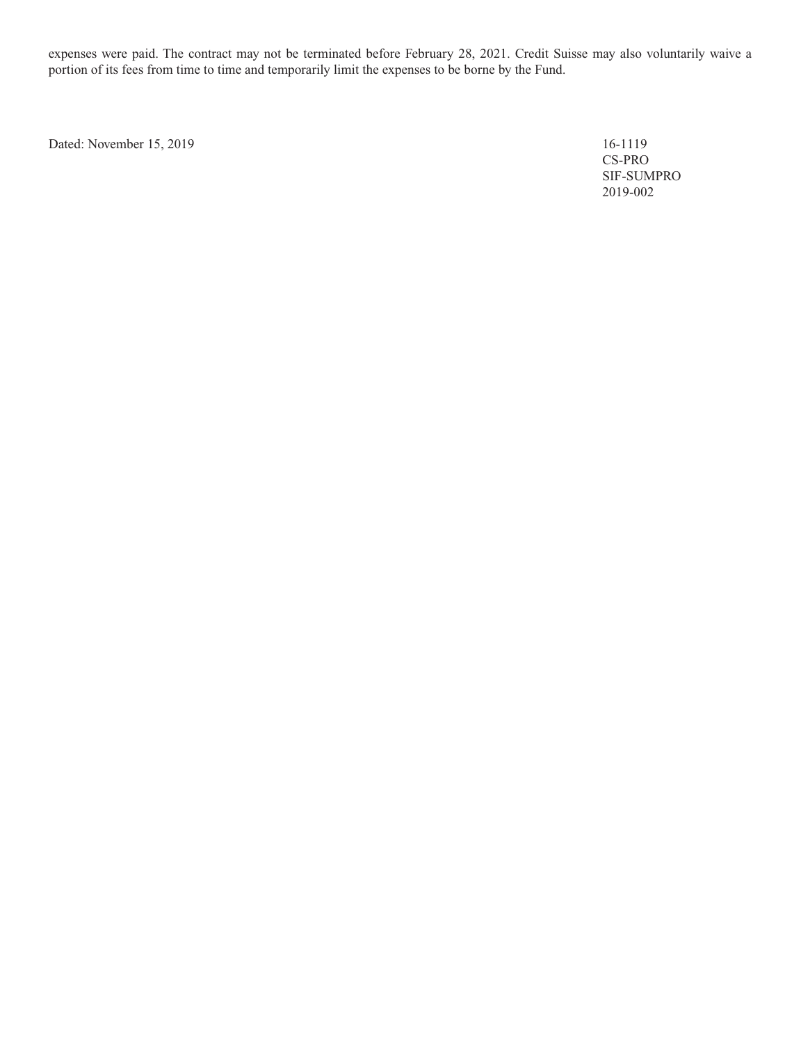expenses were paid. The contract may not be terminated before February 28, 2021. Credit Suisse may also voluntarily waive a portion of its fees from time to time and temporarily limit the expenses to be borne by the Fund.

Dated: November 15, 2019

16-1119
CS-PRO
SIF-SUMPRO
2019-002